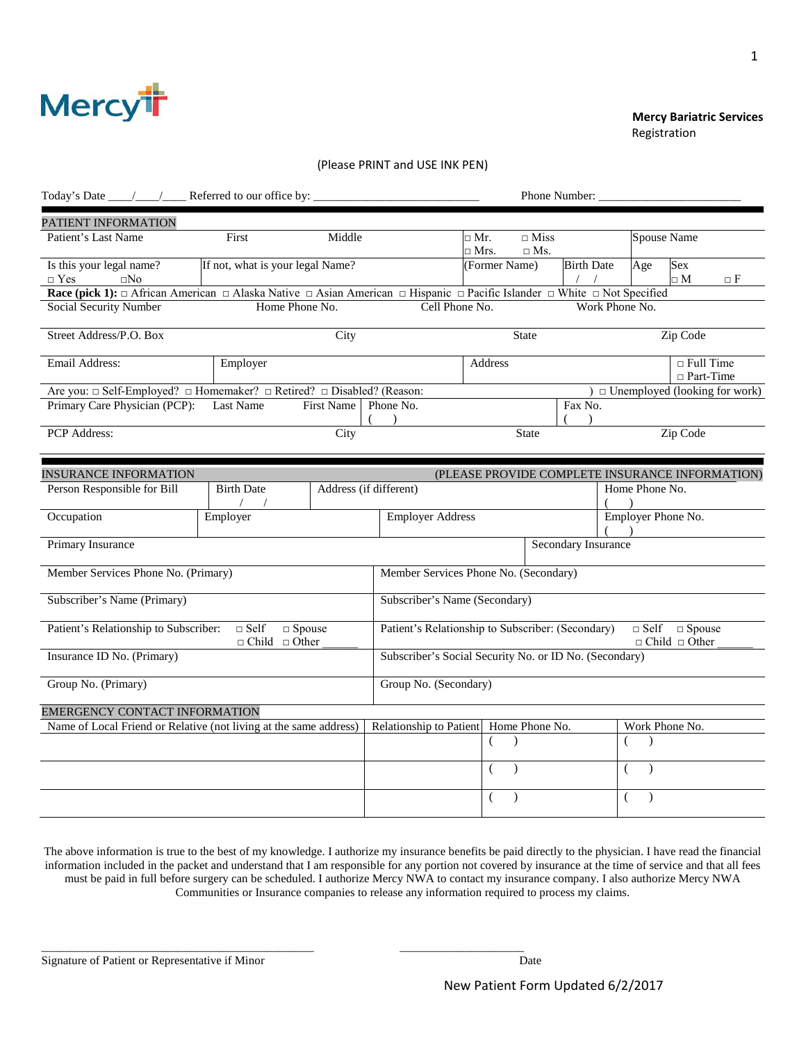Mercy

**Mercy Bariatric Services**
Registration

(Please PRINT and USE INK PEN)

Today's Date ____/____/____ Referred to our office by: ___________________________ Phone Number: _______________________

## PATIENT INFORMATION

| Patient's Last Name | First | Middle | □ Mr. □ Miss □ Mrs. □ Ms. | | Spouse Name |
|---|---|---|---|---|---|
| Is this your legal name? □ Yes □No | If not, what is your legal Name? | | (Former Name) | Birth Date / / | Age | Sex □ M □ F |

**Race (pick 1):** □ African American □ Alaska Native □ Asian American □ Hispanic □ Pacific Islander □ White □ Not Specified

| Social Security Number | Home Phone No. | Cell Phone No. | Work Phone No. |
|---|---|---|---|
| Street Address/P.O. Box | City | State | Zip Code |

| Email Address: | Employer | Address | □ Full Time □ Part-Time |
|---|---|---|---|

Are you: □ Self-Employed? □ Homemaker? □ Retired? □ Disabled? (Reason: ) □ Unemployed (looking for work)

| Primary Care Physician (PCP): Last Name First Name | Phone No. ( ) | Fax No. ( ) |
|---|---|---|
| PCP Address: City | State | Zip Code |

## INSURANCE INFORMATION (PLEASE PROVIDE COMPLETE INSURANCE INFORMATION)

| Person Responsible for Bill | Birth Date / / | Address (if different) | Home Phone No. ( ) |
|---|---|---|---|
| Occupation | Employer | Employer Address | Employer Phone No. ( ) |

| Primary Insurance | Secondary Insurance |
|---|---|
| Member Services Phone No. (Primary) | Member Services Phone No. (Secondary) |
| Subscriber's Name (Primary) | Subscriber's Name (Secondary) |
| Patient's Relationship to Subscriber: □ Self □ Spouse □ Child □ Other ______ | Patient's Relationship to Subscriber: (Secondary) □ Self □ Spouse □ Child □ Other ______ |
| Insurance ID No. (Primary) | Subscriber's Social Security No. or ID No. (Secondary) |
| Group No. (Primary) | Group No. (Secondary) |

## EMERGENCY CONTACT INFORMATION

| Name of Local Friend or Relative (not living at the same address) | Relationship to Patient | Home Phone No. | Work Phone No. |
|---|---|---|---|
| | | ( ) | ( ) |
| | | ( ) | ( ) |
| | | ( ) | ( ) |

The above information is true to the best of my knowledge. I authorize my insurance benefits be paid directly to the physician. I have read the financial information included in the packet and understand that I am responsible for any portion not covered by insurance at the time of service and that all fees must be paid in full before surgery can be scheduled. I authorize Mercy NWA to contact my insurance company. I also authorize Mercy NWA Communities or Insurance companies to release any information required to process my claims.

_______________________________________________ ______________________

Signature of Patient or Representative if Minor Date

New Patient Form Updated 6/2/2017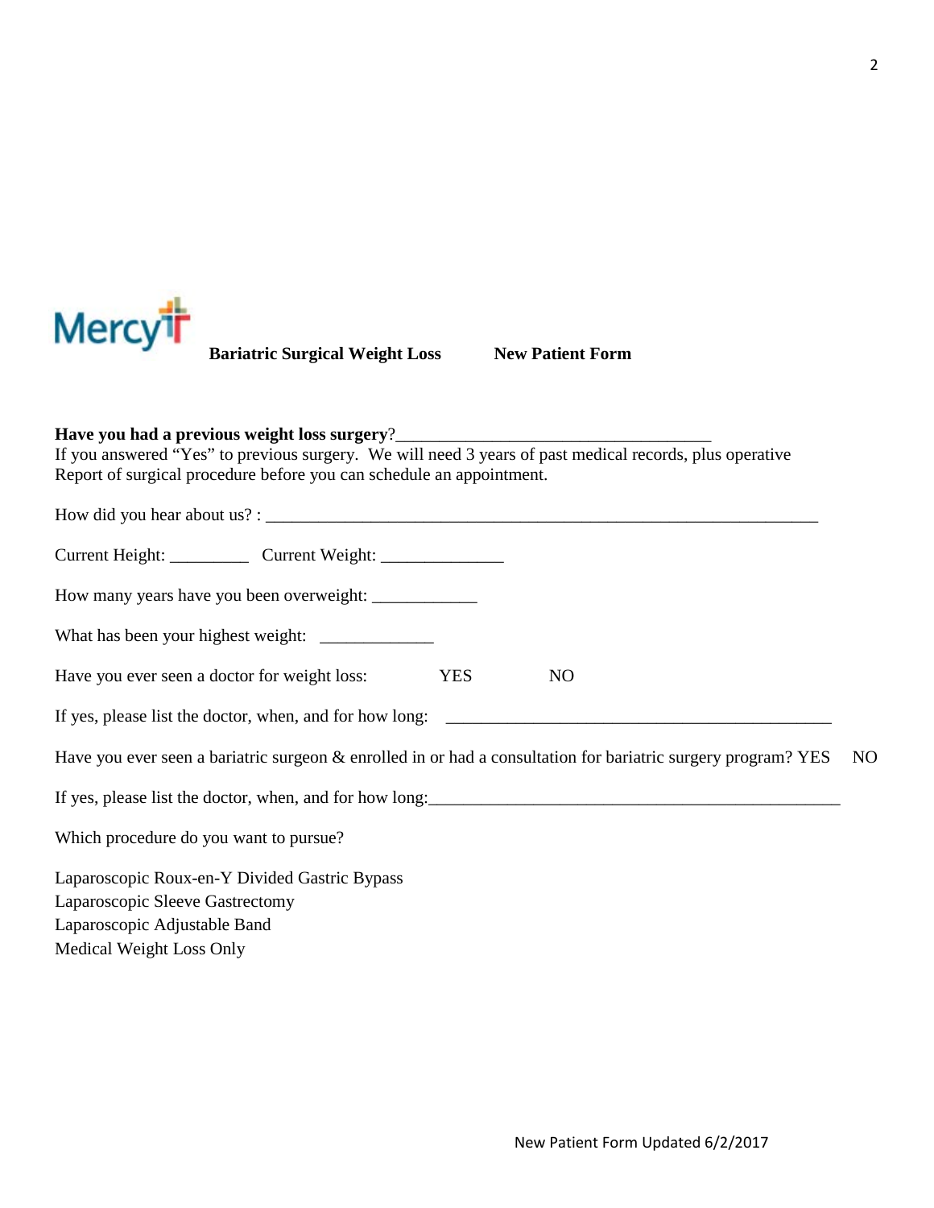Mercy **Bariatric Surgical Weight Loss** **New Patient Form**

**Have you had a previous weight loss surgery**?____________________________________
If you answered "Yes" to previous surgery. We will need 3 years of past medical records, plus operative Report of surgical procedure before you can schedule an appointment.

How did you hear about us? : ________________________________________________________________

Current Height: _________ Current Weight: ______________

How many years have you been overweight: ____________

What has been your highest weight: _____________

Have you ever seen a doctor for weight loss: YES NO

If yes, please list the doctor, when, and for how long: _______________________________________________

Have you ever seen a bariatric surgeon & enrolled in or had a consultation for bariatric surgery program? YES NO

If yes, please list the doctor, when, and for how long:__________________________________________________

Which procedure do you want to pursue?

Laparoscopic Roux-en-Y Divided Gastric Bypass
Laparoscopic Sleeve Gastrectomy
Laparoscopic Adjustable Band
Medical Weight Loss Only

New Patient Form Updated 6/2/2017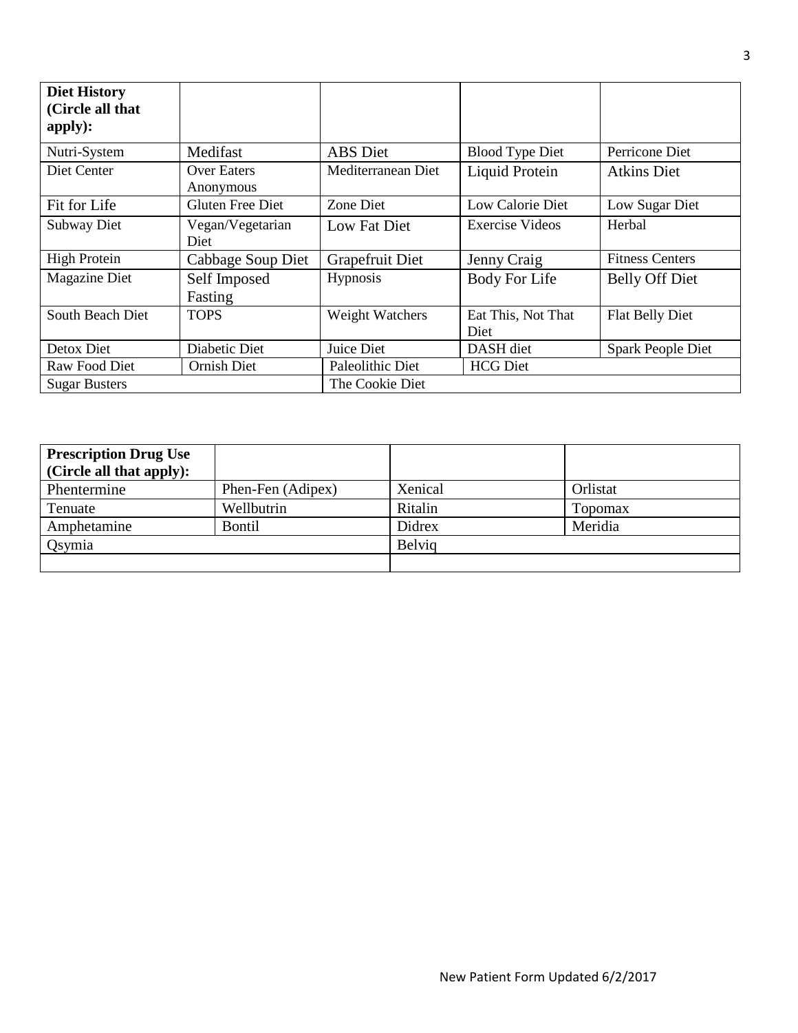| Diet History (Circle all that apply): | | | | |
|---|---|---|---|---|
| Nutri-System | Medifast | ABS Diet | Blood Type Diet | Perricone Diet |
| Diet Center | Over Eaters Anonymous | Mediterranean Diet | Liquid Protein | Atkins Diet |
| Fit for Life | Gluten Free Diet | Zone Diet | Low Calorie Diet | Low Sugar Diet |
| Subway Diet | Vegan/Vegetarian Diet | Low Fat Diet | Exercise Videos | Herbal |
| High Protein | Cabbage Soup Diet | Grapefruit Diet | Jenny Craig | Fitness Centers |
| Magazine Diet | Self Imposed Fasting | Hypnosis | Body For Life | Belly Off Diet |
| South Beach Diet | TOPS | Weight Watchers | Eat This, Not That Diet | Flat Belly Diet |
| Detox Diet | Diabetic Diet | Juice Diet | DASH diet | Spark People Diet |
| Raw Food Diet | Ornish Diet | Paleolithic Diet | HCG Diet | |
| Sugar Busters | | The Cookie Diet | | |

| Prescription Drug Use (Circle all that apply): | | | |
|---|---|---|---|
| Phentermine | Phen-Fen (Adipex) | Xenical | Orlistat |
| Tenuate | Wellbutrin | Ritalin | Topomax |
| Amphetamine | Bontil | Didrex | Meridia |
| Qsymia | | Belviq | |
| | | | |

New Patient Form Updated 6/2/2017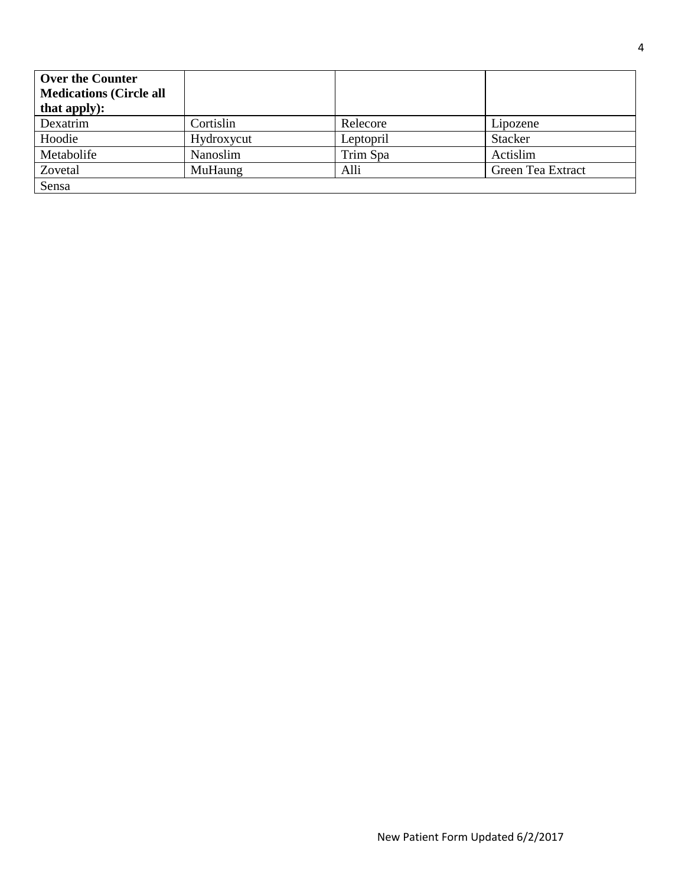| **Over the Counter Medications (Circle all that apply):** | | | |
|---|---|---|---|
| Dexatrim | Cortislin | Relecore | Lipozene |
| Hoodie | Hydroxycut | Leptopril | Stacker |
| Metabolife | Nanoslim | Trim Spa | Actislim |
| Zovetal | MuHaung | Alli | Green Tea Extract |
| Sensa | | | |

New Patient Form Updated 6/2/2017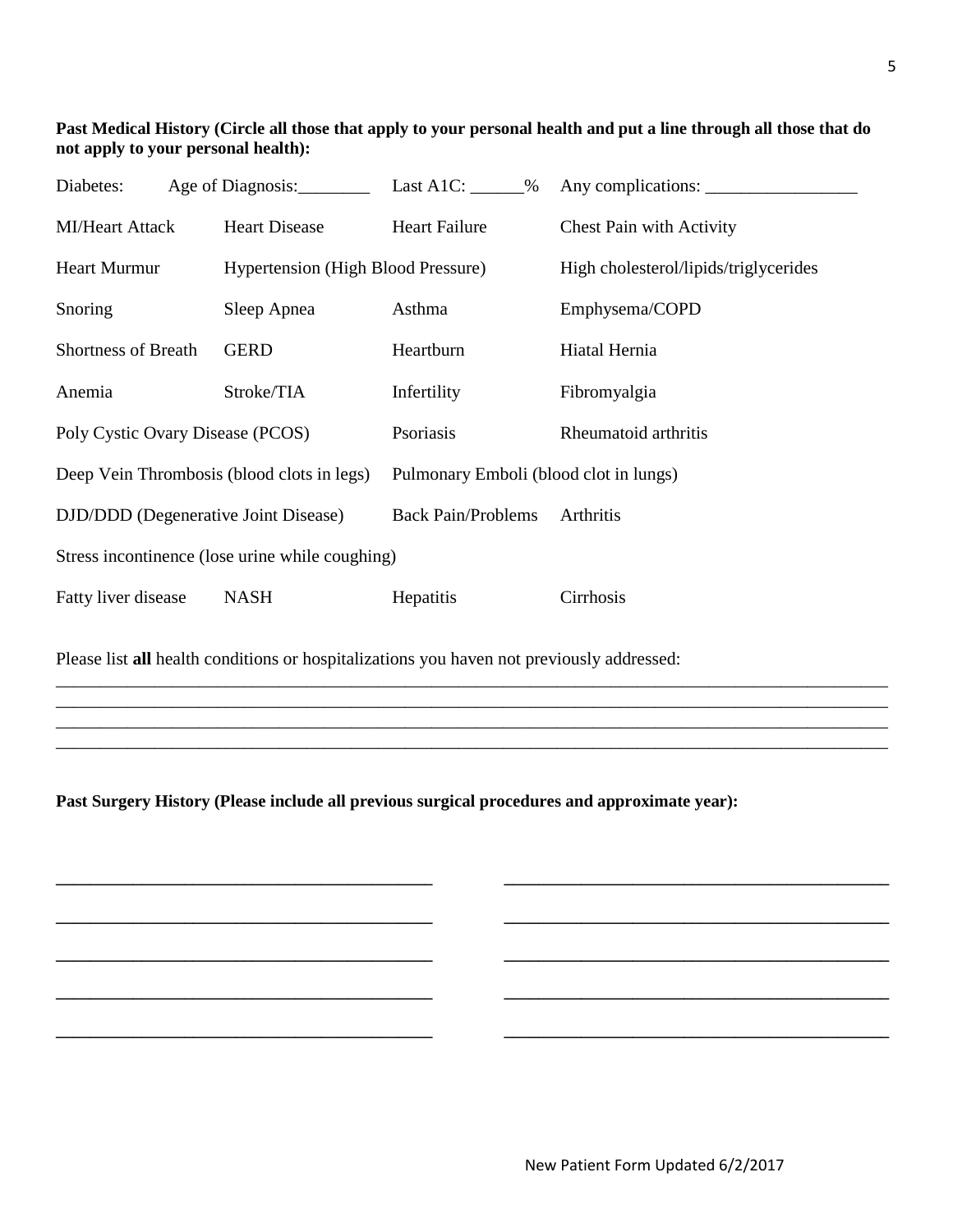**Past Medical History (Circle all those that apply to your personal health and put a line through all those that do not apply to your personal health):**

Diabetes: Age of Diagnosis:________ Last A1C: ______% Any complications: _________________

| | | | |
|---|---|---|---|
| MI/Heart Attack | Heart Disease | Heart Failure | Chest Pain with Activity |
| Heart Murmur | Hypertension (High Blood Pressure) | | High cholesterol/lipids/triglycerides |
| Snoring | Sleep Apnea | Asthma | Emphysema/COPD |
| Shortness of Breath | GERD | Heartburn | Hiatal Hernia |
| Anemia | Stroke/TIA | Infertility | Fibromyalgia |
| Poly Cystic Ovary Disease (PCOS) | | Psoriasis | Rheumatoid arthritis |
| Deep Vein Thrombosis (blood clots in legs) | | Pulmonary Emboli (blood clot in lungs) | |
| DJD/DDD (Degenerative Joint Disease) | | Back Pain/Problems | Arthritis |
| Stress incontinence (lose urine while coughing) | | | |
| Fatty liver disease | NASH | Hepatitis | Cirrhosis |

Please list **all** health conditions or hospitalizations you haven not previously addressed:

______________________________________________________________________________________________
______________________________________________________________________________________________
______________________________________________________________________________________________
______________________________________________________________________________________________

**Past Surgery History (Please include all previous surgical procedures and approximate year):**

__________________________________________ __________________________________________

__________________________________________ __________________________________________

__________________________________________ __________________________________________

__________________________________________ __________________________________________

__________________________________________ __________________________________________

New Patient Form Updated 6/2/2017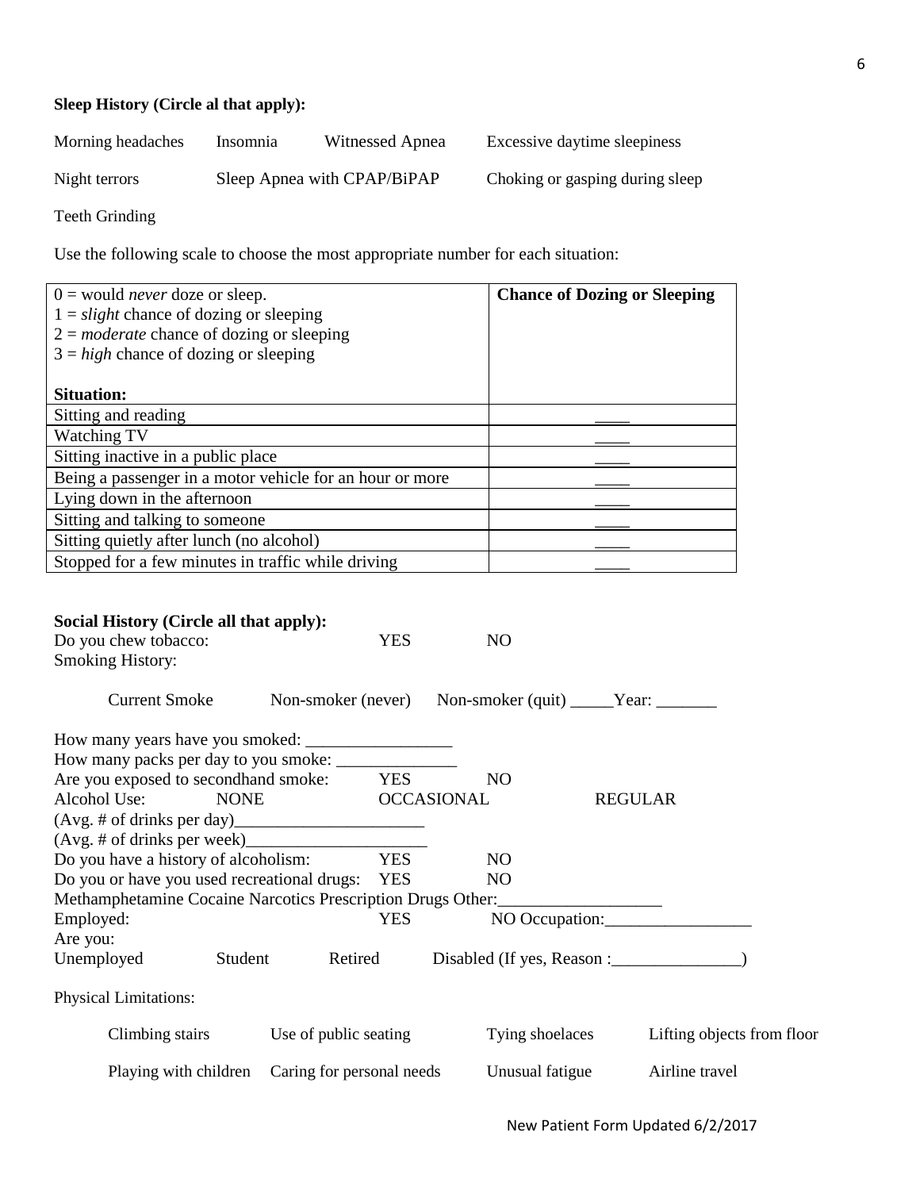**Sleep History (Circle al that apply):**

Morning headaches    Insomnia    Witnessed Apnea    Excessive daytime sleepiness

Night terrors    Sleep Apnea with CPAP/BiPAP    Choking or gasping during sleep

Teeth Grinding

Use the following scale to choose the most appropriate number for each situation:

| 0 = would *never* doze or sleep.<br>1 = *slight* chance of dozing or sleeping<br>2 = *moderate* chance of dozing or sleeping<br>3 = *high* chance of dozing or sleeping<br><br>**Situation:** | **Chance of Dozing or Sleeping** |
|---|---|
| Sitting and reading | ____ |
| Watching TV | ____ |
| Sitting inactive in a public place | ____ |
| Being a passenger in a motor vehicle for an hour or more | ____ |
| Lying down in the afternoon | ____ |
| Sitting and talking to someone | ____ |
| Sitting quietly after lunch (no alcohol) | ____ |
| Stopped for a few minutes in traffic while driving | ____ |

**Social History (Circle all that apply):**

Do you chew tobacco:    YES    NO

Smoking History:

Current Smoke    Non-smoker (never)    Non-smoker (quit) _____Year: _______

How many years have you smoked: _________________

How many packs per day to you smoke: ______________

Are you exposed to secondhand smoke:    YES    NO

Alcohol Use:    NONE    OCCASIONAL    REGULAR

(Avg. # of drinks per day)______________________

(Avg. # of drinks per week)_____________________

Do you have a history of alcoholism:    YES    NO

Do you or have you used recreational drugs:    YES    NO

Methamphetamine Cocaine Narcotics Prescription Drugs Other:___________________

Employed:    YES    NO Occupation:_________________

Are you:

Unemployed    Student    Retired    Disabled (If yes, Reason :_______________)

Physical Limitations:

Climbing stairs    Use of public seating    Tying shoelaces    Lifting objects from floor

Playing with children    Caring for personal needs    Unusual fatigue    Airline travel

New Patient Form Updated 6/2/2017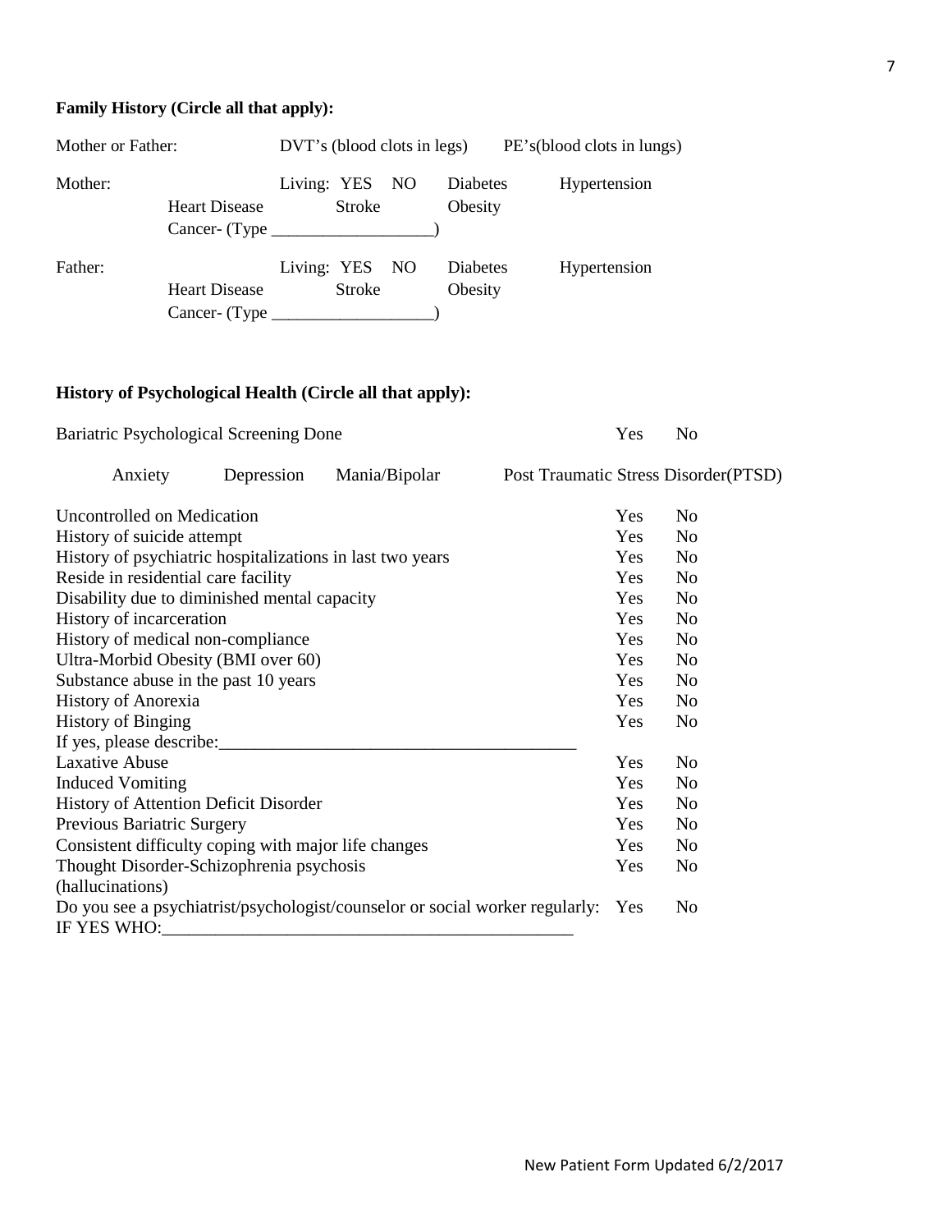**Family History (Circle all that apply):**

| | | | | |
|---|---|---|---|---|
| Mother or Father: | | DVT's (blood clots in legs) | | PE's(blood clots in lungs) |
| Mother: | | Living: YES NO | Diabetes | Hypertension |
| | Heart Disease | Stroke | Obesity | |
| | Cancer- (Type ___________________) | | | |
| Father: | | Living: YES NO | Diabetes | Hypertension |
| | Heart Disease | Stroke | Obesity | |
| | Cancer- (Type ___________________) | | | |

**History of Psychological Health (Circle all that apply):**

Bariatric Psychological Screening Done Yes No

Anxiety Depression Mania/Bipolar Post Traumatic Stress Disorder(PTSD)

| | | |
|---|---|---|
| Uncontrolled on Medication | Yes | No |
| History of suicide attempt | Yes | No |
| History of psychiatric hospitalizations in last two years | Yes | No |
| Reside in residential care facility | Yes | No |
| Disability due to diminished mental capacity | Yes | No |
| History of incarceration | Yes | No |
| History of medical non-compliance | Yes | No |
| Ultra-Morbid Obesity (BMI over 60) | Yes | No |
| Substance abuse in the past 10 years | Yes | No |
| History of Anorexia | Yes | No |
| History of Binging | Yes | No |
| If yes, please describe:_________________________________________ | | |
| Laxative Abuse | Yes | No |
| Induced Vomiting | Yes | No |
| History of Attention Deficit Disorder | Yes | No |
| Previous Bariatric Surgery | Yes | No |
| Consistent difficulty coping with major life changes | Yes | No |
| Thought Disorder-Schizophrenia psychosis (hallucinations) | Yes | No |
| Do you see a psychiatrist/psychologist/counselor or social worker regularly: | Yes | No |
| IF YES WHO:_________________________________________________ | | |

New Patient Form Updated 6/2/2017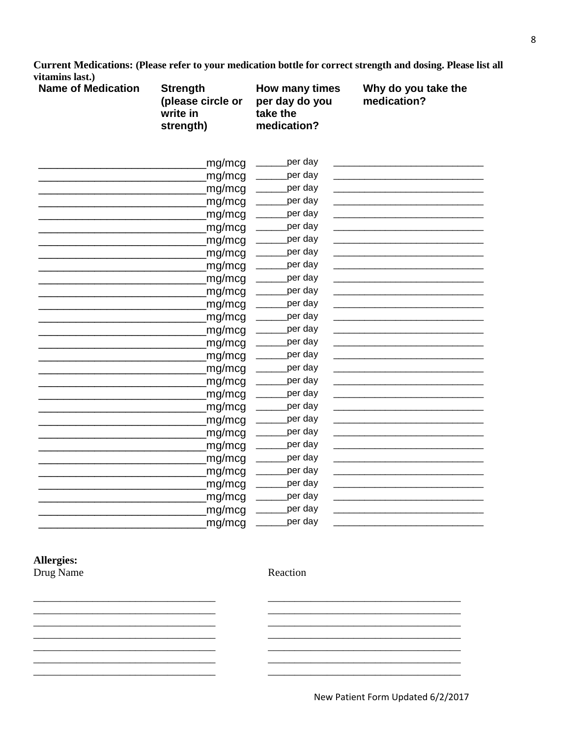**Current Medications: (Please refer to your medication bottle for correct strength and dosing. Please list all vitamins last.)**

| Name of Medication | Strength (please circle or write in strength) | How many times per day do you take the medication? | Why do you take the medication? |
|---|---|---|---|
| | mg/mcg | per day | |
| | mg/mcg | per day | |
| | mg/mcg | per day | |
| | mg/mcg | per day | |
| | mg/mcg | per day | |
| | mg/mcg | per day | |
| | mg/mcg | per day | |
| | mg/mcg | per day | |
| | mg/mcg | per day | |
| | mg/mcg | per day | |
| | mg/mcg | per day | |
| | mg/mcg | per day | |
| | mg/mcg | per day | |
| | mg/mcg | per day | |
| | mg/mcg | per day | |
| | mg/mcg | per day | |
| | mg/mcg | per day | |
| | mg/mcg | per day | |
| | mg/mcg | per day | |
| | mg/mcg | per day | |
| | mg/mcg | per day | |
| | mg/mcg | per day | |
| | mg/mcg | per day | |
| | mg/mcg | per day | |
| | mg/mcg | per day | |
| | mg/mcg | per day | |
| | mg/mcg | per day | |
| | mg/mcg | per day | |
| | mg/mcg | per day | |

**Allergies:**

| Drug Name | Reaction |
|---|---|
| | |
| | |
| | |
| | |
| | |
| | |
| | |

New Patient Form Updated 6/2/2017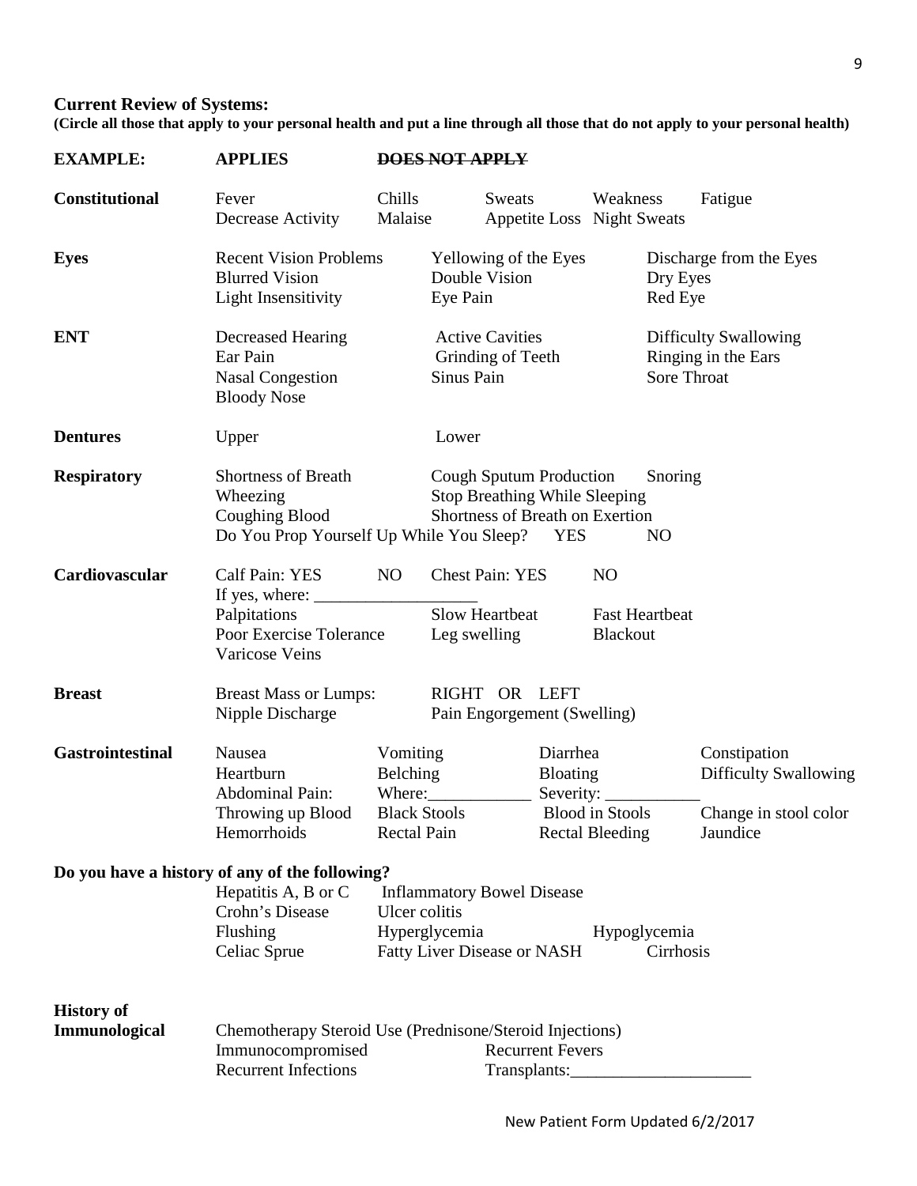## Current Review of Systems:

**(Circle all those that apply to your personal health and put a line through all those that do not apply to your personal health)**

| **EXAMPLE:** | **APPLIES** | **~~DOES NOT APPLY~~** | | | |
|---|---|---|---|---|---|
| **Constitutional** | Fever | Chills | Sweats | Weakness | Fatigue |
| | Decrease Activity | Malaise | Appetite Loss | Night Sweats | |
| **Eyes** | Recent Vision Problems | | Yellowing of the Eyes | | Discharge from the Eyes |
| | Blurred Vision | | Double Vision | | Dry Eyes |
| | Light Insensitivity | | Eye Pain | | Red Eye |
| **ENT** | Decreased Hearing | | Active Cavities | | Difficulty Swallowing |
| | Ear Pain | | Grinding of Teeth | | Ringing in the Ears |
| | Nasal Congestion | | Sinus Pain | | Sore Throat |
| | Bloody Nose | | | | |
| **Dentures** | Upper | | Lower | | |
| **Respiratory** | Shortness of Breath | | Cough Sputum Production | | Snoring |
| | Wheezing | | Stop Breathing While Sleeping | | |
| | Coughing Blood | | Shortness of Breath on Exertion | | |
| | Do You Prop Yourself Up While You Sleep? | | | YES | NO |
| **Cardiovascular** | Calf Pain: YES | NO | Chest Pain: YES | NO | |
| | If yes, where: ___________________ | | | | |
| | Palpitations | | Slow Heartbeat | Fast Heartbeat | |
| | Poor Exercise Tolerance | | Leg swelling | Blackout | |
| | Varicose Veins | | | | |
| **Breast** | Breast Mass or Lumps: | | RIGHT OR LEFT | | |
| | Nipple Discharge | | Pain Engorgement (Swelling) | | |
| **Gastrointestinal** | Nausea | Vomiting | Diarrhea | | Constipation |
| | Heartburn | Belching | Bloating | | Difficulty Swallowing |
| | Abdominal Pain: | Where:____________ | Severity: ___________ | | |
| | Throwing up Blood | Black Stools | Blood in Stools | | Change in stool color |
| | Hemorrhoids | Rectal Pain | Rectal Bleeding | | Jaundice |

**Do you have a history of any of the following?**

| | | |
|---|---|---|
| Hepatitis A, B or C | Inflammatory Bowel Disease | |
| Crohn's Disease | Ulcer colitis | |
| Flushing | Hyperglycemia | Hypoglycemia |
| Celiac Sprue | Fatty Liver Disease or NASH | Cirrhosis |

| **History of Immunological** | | |
|---|---|---|
| | Chemotherapy Steroid Use (Prednisone/Steroid Injections) | |
| | Immunocompromised | Recurrent Fevers |
| | Recurrent Infections | Transplants:_____________________ |

New Patient Form Updated 6/2/2017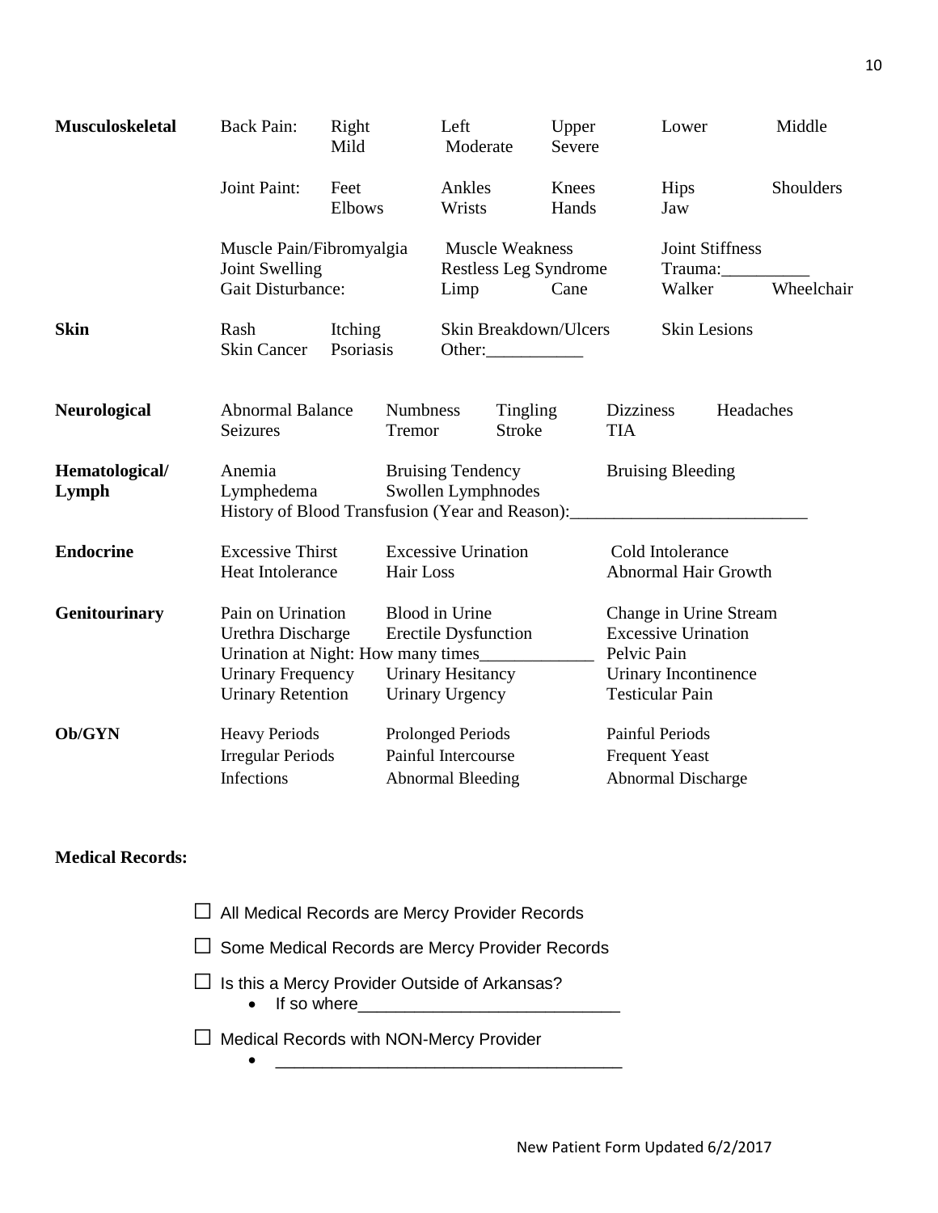| | | | | | | |
|---|---|---|---|---|---|---|
| **Musculoskeletal** | Back Pain: | Right<br>Mild | Left<br>Moderate | Upper<br>Severe | Lower | Middle |
| | Joint Paint: | Feet<br>Elbows | Ankles<br>Wrists | Knees<br>Hands | Hips<br>Jaw | Shoulders |
| | Muscle Pain/Fibromyalgia<br>Joint Swelling<br>Gait Disturbance: | | Muscle Weakness<br>Restless Leg Syndrome<br>Limp | <br><br>Cane | Joint Stiffness<br>Trauma:__________<br>Walker | <br><br>Wheelchair |
| **Skin** | Rash<br>Skin Cancer | Itching<br>Psoriasis | Skin Breakdown/Ulcers<br>Other:___________ | | Skin Lesions | |

| | | | | | |
|---|---|---|---|---|---|
| **Neurological** | Abnormal Balance<br>Seizures | Numbness<br>Tremor | Tingling<br>Stroke | Dizziness<br>TIA | Headaches |
| **Hematological/ Lymph** | Anemia<br>Lymphedema | Bruising Tendency<br>Swollen Lymphnodes | | Bruising Bleeding | |
| | History of Blood Transfusion (Year and Reason):__________________________ | | | | |
| **Endocrine** | Excessive Thirst<br>Heat Intolerance | Excessive Urination<br>Hair Loss | | Cold Intolerance<br>Abnormal Hair Growth | |
| **Genitourinary** | Pain on Urination<br>Urethra Discharge | Blood in Urine<br>Erectile Dysfunction | | Change in Urine Stream<br>Excessive Urination | |
| | Urination at Night: How many times_____________ | | | Pelvic Pain | |
| | Urinary Frequency<br>Urinary Retention | Urinary Hesitancy<br>Urinary Urgency | | Urinary Incontinence<br>Testicular Pain | |
| **Ob/GYN** | Heavy Periods<br>Irregular Periods<br>Infections | Prolonged Periods<br>Painful Intercourse<br>Abnormal Bleeding | | Painful Periods<br>Frequent Yeast<br>Abnormal Discharge | |

**Medical Records:**

☐ All Medical Records are Mercy Provider Records

☐ Some Medical Records are Mercy Provider Records

☐ Is this a Mercy Provider Outside of Arkansas?
- If so where___________________________

☐ Medical Records with NON-Mercy Provider
- ____________________________________

New Patient Form Updated 6/2/2017